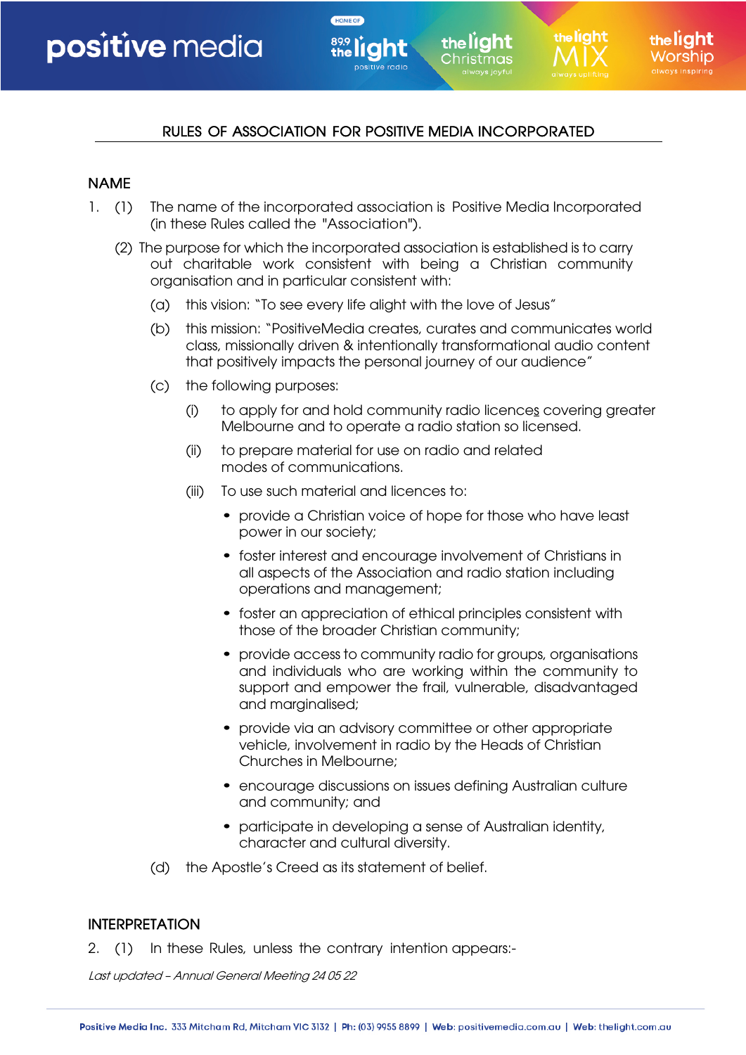# RULES OF ASSOCIATION FOR POSITIVE MEDIA INCORPORATED

## NAME

1. (1) The name of the incorporated association is Positive Media Incorporated (in these Rules called the "Association").

   (2) The purpose for which the incorporated association is established is to carry out charitable work consistent with being a Christian community organisation and in particular consistent with:

   (a) this vision: "To see every life alight with the love of Jesus"

   (b) this mission: "PositiveMedia creates, curates and communicates world class, missionally driven & intentionally transformational audio content that positively impacts the personal journey of our audience"

   (c) the following purposes:

   (i) to apply for and hold community radio licences covering greater Melbourne and to operate a radio station so licensed.

   (ii) to prepare material for use on radio and related modes of communications.

   (iii) To use such material and licences to:

   - provide a Christian voice of hope for those who have least power in our society;
   - foster interest and encourage involvement of Christians in all aspects of the Association and radio station including operations and management;
   - foster an appreciation of ethical principles consistent with those of the broader Christian community;
   - provide access to community radio for groups, organisations and individuals who are working within the community to support and empower the frail, vulnerable, disadvantaged and marginalised;
   - provide via an advisory committee or other appropriate vehicle, involvement in radio by the Heads of Christian Churches in Melbourne;
   - encourage discussions on issues defining Australian culture and community; and
   - participate in developing a sense of Australian identity, character and cultural diversity.

   (d) the Apostle's Creed as its statement of belief.

## INTERPRETATION

2. (1) In these Rules, unless the contrary intention appears:-

*Last updated – Annual General Meeting 24 05 22*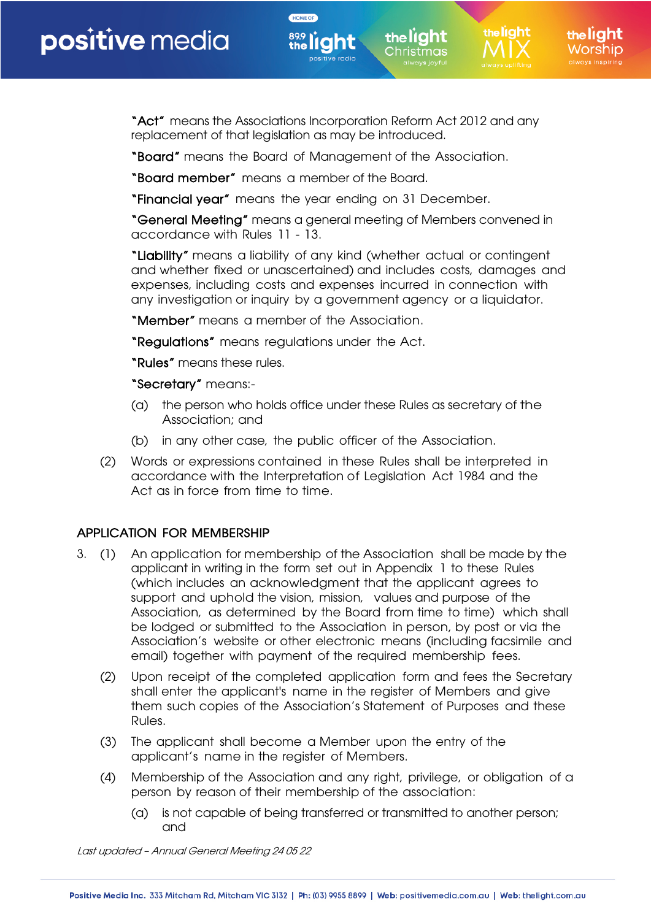**"Act"** means the Associations Incorporation Reform Act 2012 and any replacement of that legislation as may be introduced.

**"Board"** means the Board of Management of the Association.

**"Board member"** means a member of the Board.

**"Financial year"** means the year ending on 31 December.

**"General Meeting"** means a general meeting of Members convened in accordance with Rules 11 - 13.

**"Liability"** means a liability of any kind (whether actual or contingent and whether fixed or unascertained) and includes costs, damages and expenses, including costs and expenses incurred in connection with any investigation or inquiry by a government agency or a liquidator.

**"Member"** means a member of the Association.

**"Regulations"** means regulations under the Act.

**"Rules"** means these rules.

**"Secretary"** means:-

(a) the person who holds office under these Rules as secretary of the Association; and

(b) in any other case, the public officer of the Association.

(2) Words or expressions contained in these Rules shall be interpreted in accordance with the Interpretation of Legislation Act 1984 and the Act as in force from time to time.

## APPLICATION FOR MEMBERSHIP

3. (1) An application for membership of the Association shall be made by the applicant in writing in the form set out in Appendix 1 to these Rules (which includes an acknowledgment that the applicant agrees to support and uphold the vision, mission, values and purpose of the Association, as determined by the Board from time to time) which shall be lodged or submitted to the Association in person, by post or via the Association's website or other electronic means (including facsimile and email) together with payment of the required membership fees.

(2) Upon receipt of the completed application form and fees the Secretary shall enter the applicant's name in the register of Members and give them such copies of the Association's Statement of Purposes and these Rules.

(3) The applicant shall become a Member upon the entry of the applicant's name in the register of Members.

(4) Membership of the Association and any right, privilege, or obligation of a person by reason of their membership of the association:

(a) is not capable of being transferred or transmitted to another person; and

*Last updated – Annual General Meeting 24 05 22*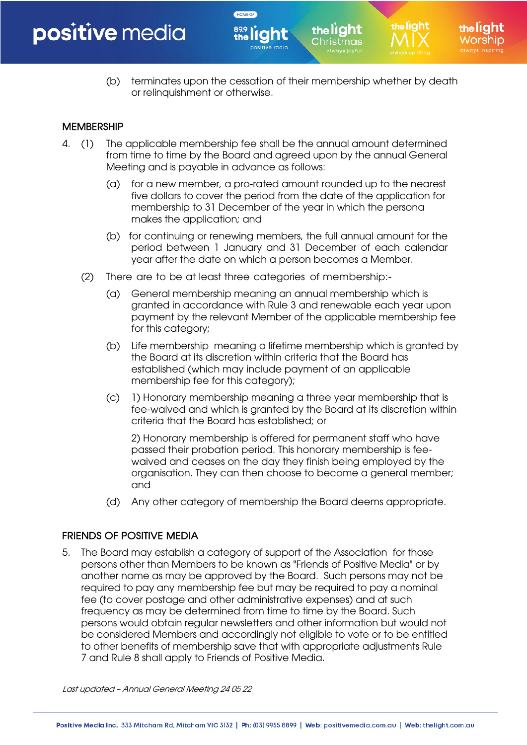(b) terminates upon the cessation of their membership whether by death or relinquishment or otherwise.

## MEMBERSHIP

4. (1) The applicable membership fee shall be the annual amount determined from time to time by the Board and agreed upon by the annual General Meeting and is payable in advance as follows:

   (a) for a new member, a pro-rated amount rounded up to the nearest five dollars to cover the period from the date of the application for membership to 31 December of the year in which the persona makes the application; and

   (b) for continuing or renewing members, the full annual amount for the period between 1 January and 31 December of each calendar year after the date on which a person becomes a Member.

   (2) There are to be at least three categories of membership:-

   (a) General membership meaning an annual membership which is granted in accordance with Rule 3 and renewable each year upon payment by the relevant Member of the applicable membership fee for this category;

   (b) Life membership meaning a lifetime membership which is granted by the Board at its discretion within criteria that the Board has established (which may include payment of an applicable membership fee for this category);

   (c) 1) Honorary membership meaning a three year membership that is fee-waived and which is granted by the Board at its discretion within criteria that the Board has established; or

   2) Honorary membership is offered for permanent staff who have passed their probation period. This honorary membership is fee-waived and ceases on the day they finish being employed by the organisation. They can then choose to become a general member; and

   (d) Any other category of membership the Board deems appropriate.

## FRIENDS OF POSITIVE MEDIA

5. The Board may establish a category of support of the Association for those persons other than Members to be known as "Friends of Positive Media" or by another name as may be approved by the Board. Such persons may not be required to pay any membership fee but may be required to pay a nominal fee (to cover postage and other administrative expenses) and at such frequency as may be determined from time to time by the Board. Such persons would obtain regular newsletters and other information but would not be considered Members and accordingly not eligible to vote or to be entitled to other benefits of membership save that with appropriate adjustments Rule 7 and Rule 8 shall apply to Friends of Positive Media.

*Last updated – Annual General Meeting 24 05 22*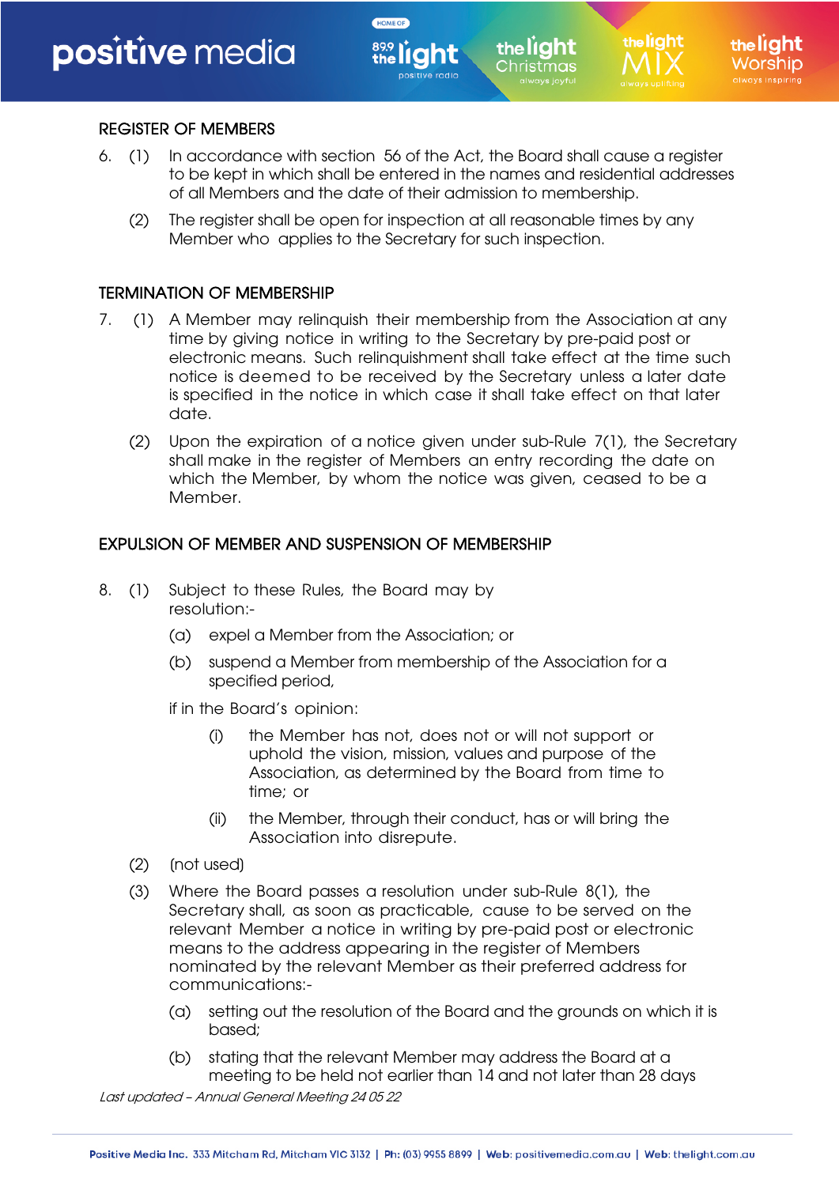## REGISTER OF MEMBERS

6. (1) In accordance with section 56 of the Act, the Board shall cause a register to be kept in which shall be entered in the names and residential addresses of all Members and the date of their admission to membership.

   (2) The register shall be open for inspection at all reasonable times by any Member who applies to the Secretary for such inspection.

## TERMINATION OF MEMBERSHIP

7. (1) A Member may relinquish their membership from the Association at any time by giving notice in writing to the Secretary by pre-paid post or electronic means. Such relinquishment shall take effect at the time such notice is deemed to be received by the Secretary unless a later date is specified in the notice in which case it shall take effect on that later date.

   (2) Upon the expiration of a notice given under sub-Rule 7(1), the Secretary shall make in the register of Members an entry recording the date on which the Member, by whom the notice was given, ceased to be a Member.

## EXPULSION OF MEMBER AND SUSPENSION OF MEMBERSHIP

8. (1) Subject to these Rules, the Board may by resolution:-

   (a) expel a Member from the Association; or

   (b) suspend a Member from membership of the Association for a specified period,

   if in the Board's opinion:

   (i) the Member has not, does not or will not support or uphold the vision, mission, values and purpose of the Association, as determined by the Board from time to time; or

   (ii) the Member, through their conduct, has or will bring the Association into disrepute.

   (2) (not used)

   (3) Where the Board passes a resolution under sub-Rule 8(1), the Secretary shall, as soon as practicable, cause to be served on the relevant Member a notice in writing by pre-paid post or electronic means to the address appearing in the register of Members nominated by the relevant Member as their preferred address for communications:-

   (a) setting out the resolution of the Board and the grounds on which it is based;

   (b) stating that the relevant Member may address the Board at a meeting to be held not earlier than 14 and not later than 28 days

*Last updated – Annual General Meeting 24 05 22*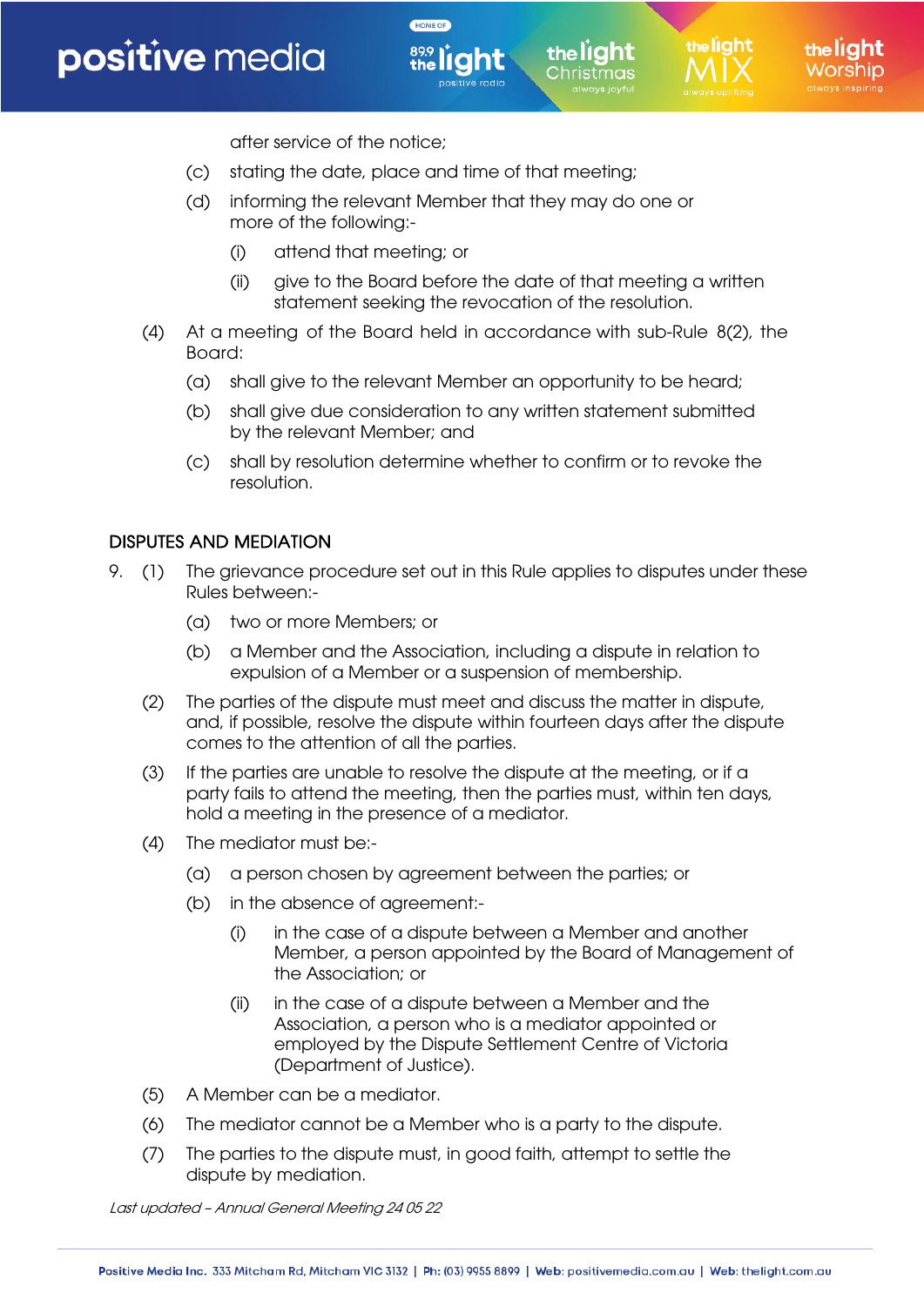after service of the notice;

(c) stating the date, place and time of that meeting;

(d) informing the relevant Member that they may do one or more of the following:-

(i) attend that meeting; or

(ii) give to the Board before the date of that meeting a written statement seeking the revocation of the resolution.

(4) At a meeting of the Board held in accordance with sub-Rule 8(2), the Board:

(a) shall give to the relevant Member an opportunity to be heard;

(b) shall give due consideration to any written statement submitted by the relevant Member; and

(c) shall by resolution determine whether to confirm or to revoke the resolution.

## DISPUTES AND MEDIATION

9. (1) The grievance procedure set out in this Rule applies to disputes under these Rules between:-

(a) two or more Members; or

(b) a Member and the Association, including a dispute in relation to expulsion of a Member or a suspension of membership.

(2) The parties of the dispute must meet and discuss the matter in dispute, and, if possible, resolve the dispute within fourteen days after the dispute comes to the attention of all the parties.

(3) If the parties are unable to resolve the dispute at the meeting, or if a party fails to attend the meeting, then the parties must, within ten days, hold a meeting in the presence of a mediator.

(4) The mediator must be:-

(a) a person chosen by agreement between the parties; or

(b) in the absence of agreement:-

(i) in the case of a dispute between a Member and another Member, a person appointed by the Board of Management of the Association; or

(ii) in the case of a dispute between a Member and the Association, a person who is a mediator appointed or employed by the Dispute Settlement Centre of Victoria (Department of Justice).

(5) A Member can be a mediator.

(6) The mediator cannot be a Member who is a party to the dispute.

(7) The parties to the dispute must, in good faith, attempt to settle the dispute by mediation.

*Last updated – Annual General Meeting 24 05 22*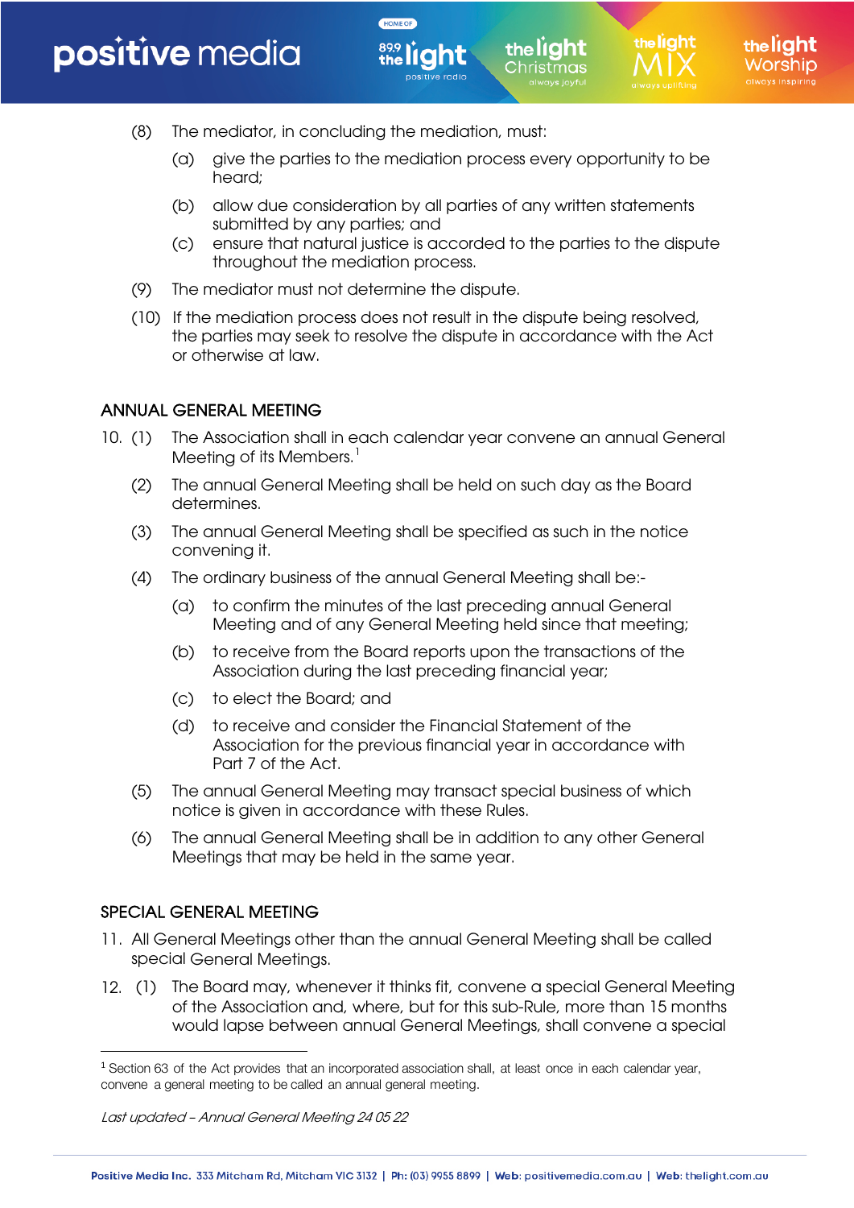(8) The mediator, in concluding the mediation, must:

(a) give the parties to the mediation process every opportunity to be heard;

(b) allow due consideration by all parties of any written statements submitted by any parties; and

(c) ensure that natural justice is accorded to the parties to the dispute throughout the mediation process.

(9) The mediator must not determine the dispute.

(10) If the mediation process does not result in the dispute being resolved, the parties may seek to resolve the dispute in accordance with the Act or otherwise at law.

## ANNUAL GENERAL MEETING

10. (1) The Association shall in each calendar year convene an annual General Meeting of its Members.[1]

(2) The annual General Meeting shall be held on such day as the Board determines.

(3) The annual General Meeting shall be specified as such in the notice convening it.

(4) The ordinary business of the annual General Meeting shall be:-

(a) to confirm the minutes of the last preceding annual General Meeting and of any General Meeting held since that meeting;

(b) to receive from the Board reports upon the transactions of the Association during the last preceding financial year;

(c) to elect the Board; and

(d) to receive and consider the Financial Statement of the Association for the previous financial year in accordance with Part 7 of the Act.

(5) The annual General Meeting may transact special business of which notice is given in accordance with these Rules.

(6) The annual General Meeting shall be in addition to any other General Meetings that may be held in the same year.

## SPECIAL GENERAL MEETING

11. All General Meetings other than the annual General Meeting shall be called special General Meetings.

12. (1) The Board may, whenever it thinks fit, convene a special General Meeting of the Association and, where, but for this sub-Rule, more than 15 months would lapse between annual General Meetings, shall convene a special

[1] Section 63 of the Act provides that an incorporated association shall, at least once in each calendar year, convene a general meeting to be called an annual general meeting.

*Last updated – Annual General Meeting 24 05 22*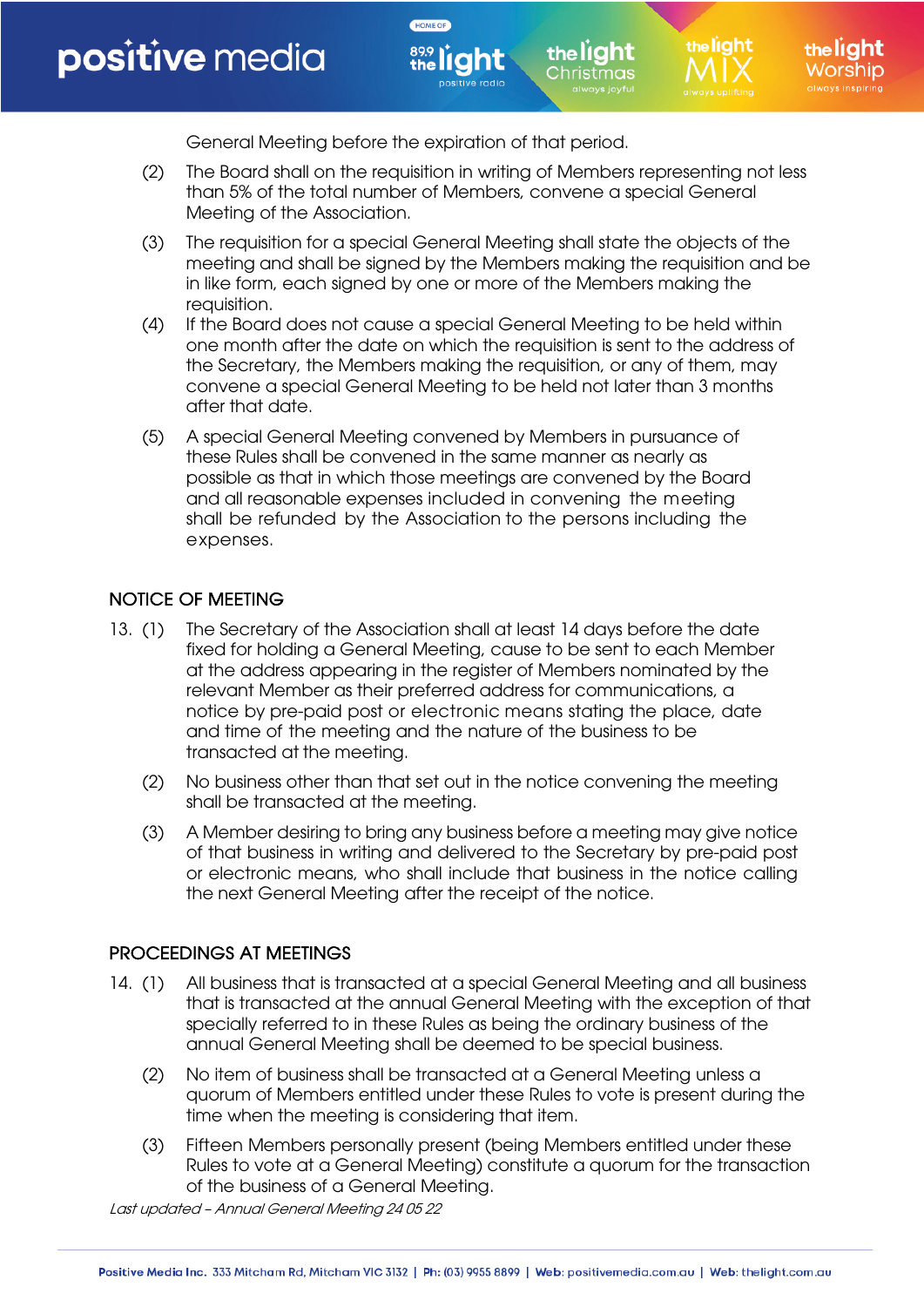General Meeting before the expiration of that period.

(2) The Board shall on the requisition in writing of Members representing not less than 5% of the total number of Members, convene a special General Meeting of the Association.

(3) The requisition for a special General Meeting shall state the objects of the meeting and shall be signed by the Members making the requisition and be in like form, each signed by one or more of the Members making the requisition.

(4) If the Board does not cause a special General Meeting to be held within one month after the date on which the requisition is sent to the address of the Secretary, the Members making the requisition, or any of them, may convene a special General Meeting to be held not later than 3 months after that date.

(5) A special General Meeting convened by Members in pursuance of these Rules shall be convened in the same manner as nearly as possible as that in which those meetings are convened by the Board and all reasonable expenses included in convening the meeting shall be refunded by the Association to the persons including the expenses.

## NOTICE OF MEETING

13. (1) The Secretary of the Association shall at least 14 days before the date fixed for holding a General Meeting, cause to be sent to each Member at the address appearing in the register of Members nominated by the relevant Member as their preferred address for communications, a notice by pre-paid post or electronic means stating the place, date and time of the meeting and the nature of the business to be transacted at the meeting.

(2) No business other than that set out in the notice convening the meeting shall be transacted at the meeting.

(3) A Member desiring to bring any business before a meeting may give notice of that business in writing and delivered to the Secretary by pre-paid post or electronic means, who shall include that business in the notice calling the next General Meeting after the receipt of the notice.

## PROCEEDINGS AT MEETINGS

14. (1) All business that is transacted at a special General Meeting and all business that is transacted at the annual General Meeting with the exception of that specially referred to in these Rules as being the ordinary business of the annual General Meeting shall be deemed to be special business.

(2) No item of business shall be transacted at a General Meeting unless a quorum of Members entitled under these Rules to vote is present during the time when the meeting is considering that item.

(3) Fifteen Members personally present (being Members entitled under these Rules to vote at a General Meeting) constitute a quorum for the transaction of the business of a General Meeting.

*Last updated – Annual General Meeting 24 05 22*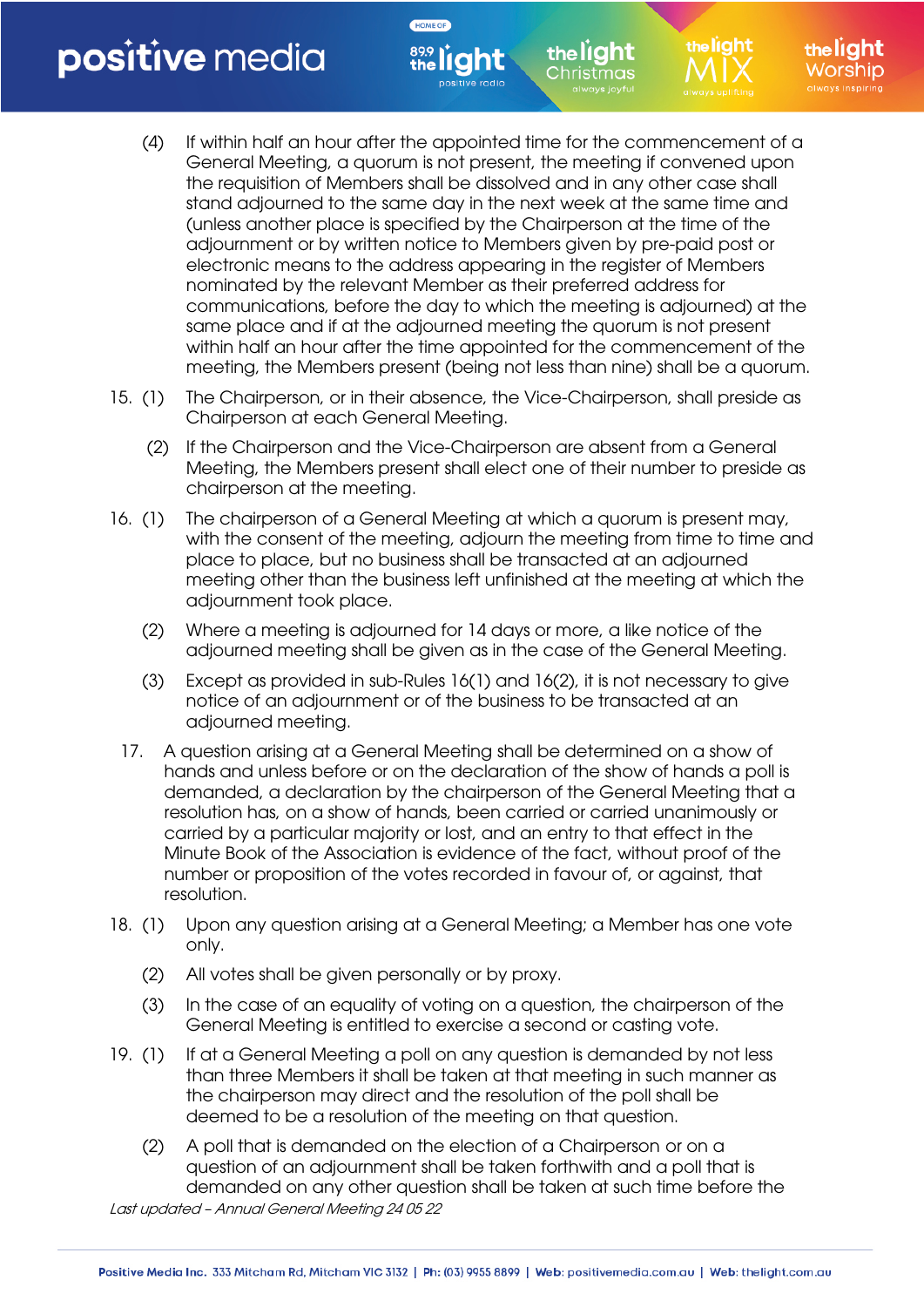(4) If within half an hour after the appointed time for the commencement of a General Meeting, a quorum is not present, the meeting if convened upon the requisition of Members shall be dissolved and in any other case shall stand adjourned to the same day in the next week at the same time and (unless another place is specified by the Chairperson at the time of the adjournment or by written notice to Members given by pre-paid post or electronic means to the address appearing in the register of Members nominated by the relevant Member as their preferred address for communications, before the day to which the meeting is adjourned) at the same place and if at the adjourned meeting the quorum is not present within half an hour after the time appointed for the commencement of the meeting, the Members present (being not less than nine) shall be a quorum.

15. (1) The Chairperson, or in their absence, the Vice-Chairperson, shall preside as Chairperson at each General Meeting.

(2) If the Chairperson and the Vice-Chairperson are absent from a General Meeting, the Members present shall elect one of their number to preside as chairperson at the meeting.

16. (1) The chairperson of a General Meeting at which a quorum is present may, with the consent of the meeting, adjourn the meeting from time to time and place to place, but no business shall be transacted at an adjourned meeting other than the business left unfinished at the meeting at which the adjournment took place.

(2) Where a meeting is adjourned for 14 days or more, a like notice of the adjourned meeting shall be given as in the case of the General Meeting.

(3) Except as provided in sub-Rules 16(1) and 16(2), it is not necessary to give notice of an adjournment or of the business to be transacted at an adjourned meeting.

17. A question arising at a General Meeting shall be determined on a show of hands and unless before or on the declaration of the show of hands a poll is demanded, a declaration by the chairperson of the General Meeting that a resolution has, on a show of hands, been carried or carried unanimously or carried by a particular majority or lost, and an entry to that effect in the Minute Book of the Association is evidence of the fact, without proof of the number or proposition of the votes recorded in favour of, or against, that resolution.

18. (1) Upon any question arising at a General Meeting; a Member has one vote only.

(2) All votes shall be given personally or by proxy.

(3) In the case of an equality of voting on a question, the chairperson of the General Meeting is entitled to exercise a second or casting vote.

19. (1) If at a General Meeting a poll on any question is demanded by not less than three Members it shall be taken at that meeting in such manner as the chairperson may direct and the resolution of the poll shall be deemed to be a resolution of the meeting on that question.

(2) A poll that is demanded on the election of a Chairperson or on a question of an adjournment shall be taken forthwith and a poll that is demanded on any other question shall be taken at such time before the

*Last updated – Annual General Meeting 24 05 22*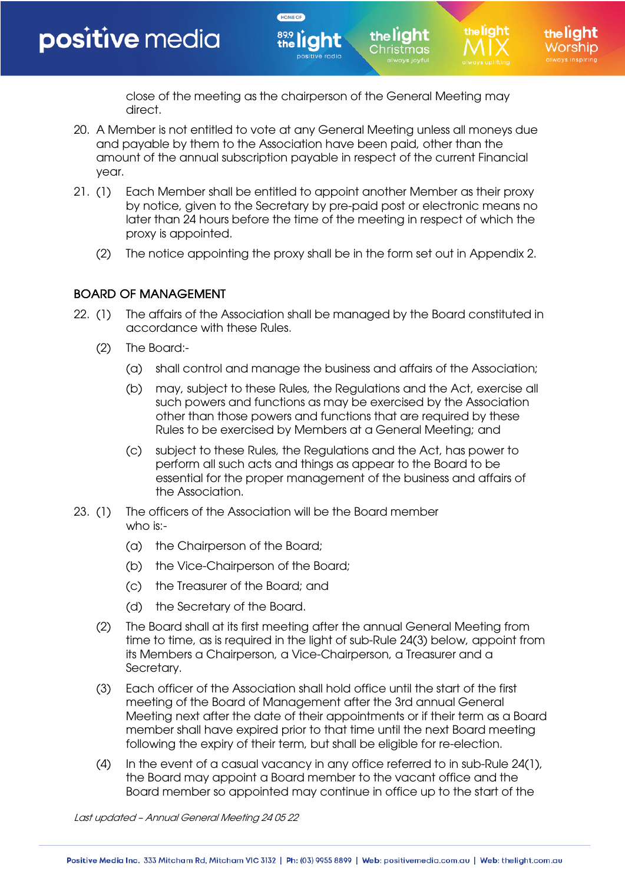close of the meeting as the chairperson of the General Meeting may direct.

20. A Member is not entitled to vote at any General Meeting unless all moneys due and payable by them to the Association have been paid, other than the amount of the annual subscription payable in respect of the current Financial year.

21. (1) Each Member shall be entitled to appoint another Member as their proxy by notice, given to the Secretary by pre-paid post or electronic means no later than 24 hours before the time of the meeting in respect of which the proxy is appointed.

    (2) The notice appointing the proxy shall be in the form set out in Appendix 2.

## BOARD OF MANAGEMENT

22. (1) The affairs of the Association shall be managed by the Board constituted in accordance with these Rules.

    (2) The Board:-

        (a) shall control and manage the business and affairs of the Association;

        (b) may, subject to these Rules, the Regulations and the Act, exercise all such powers and functions as may be exercised by the Association other than those powers and functions that are required by these Rules to be exercised by Members at a General Meeting; and

        (c) subject to these Rules, the Regulations and the Act, has power to perform all such acts and things as appear to the Board to be essential for the proper management of the business and affairs of the Association.

23. (1) The officers of the Association will be the Board member who is:-

        (a) the Chairperson of the Board;

        (b) the Vice-Chairperson of the Board;

        (c) the Treasurer of the Board; and

        (d) the Secretary of the Board.

    (2) The Board shall at its first meeting after the annual General Meeting from time to time, as is required in the light of sub-Rule 24(3) below, appoint from its Members a Chairperson, a Vice-Chairperson, a Treasurer and a Secretary.

    (3) Each officer of the Association shall hold office until the start of the first meeting of the Board of Management after the 3rd annual General Meeting next after the date of their appointments or if their term as a Board member shall have expired prior to that time until the next Board meeting following the expiry of their term, but shall be eligible for re-election.

    (4) In the event of a casual vacancy in any office referred to in sub-Rule 24(1), the Board may appoint a Board member to the vacant office and the Board member so appointed may continue in office up to the start of the

*Last updated – Annual General Meeting 24 05 22*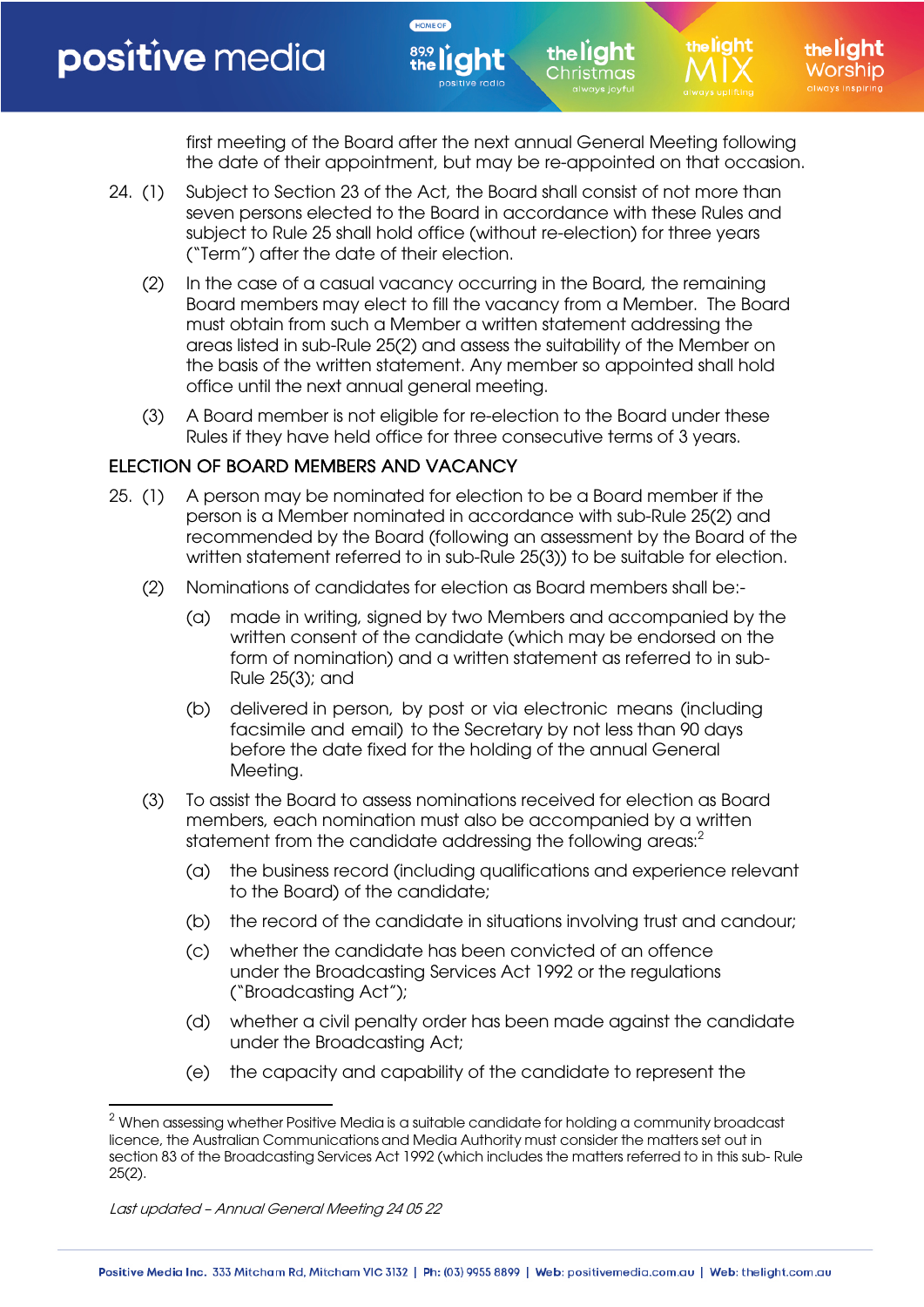first meeting of the Board after the next annual General Meeting following the date of their appointment, but may be re-appointed on that occasion.

24. (1) Subject to Section 23 of the Act, the Board shall consist of not more than seven persons elected to the Board in accordance with these Rules and subject to Rule 25 shall hold office (without re-election) for three years ("Term") after the date of their election.

(2) In the case of a casual vacancy occurring in the Board, the remaining Board members may elect to fill the vacancy from a Member. The Board must obtain from such a Member a written statement addressing the areas listed in sub-Rule 25(2) and assess the suitability of the Member on the basis of the written statement. Any member so appointed shall hold office until the next annual general meeting.

(3) A Board member is not eligible for re-election to the Board under these Rules if they have held office for three consecutive terms of 3 years.

## ELECTION OF BOARD MEMBERS AND VACANCY

25. (1) A person may be nominated for election to be a Board member if the person is a Member nominated in accordance with sub-Rule 25(2) and recommended by the Board (following an assessment by the Board of the written statement referred to in sub-Rule 25(3)) to be suitable for election.

(2) Nominations of candidates for election as Board members shall be:-

(a) made in writing, signed by two Members and accompanied by the written consent of the candidate (which may be endorsed on the form of nomination) and a written statement as referred to in sub-Rule 25(3); and

(b) delivered in person, by post or via electronic means (including facsimile and email) to the Secretary by not less than 90 days before the date fixed for the holding of the annual General Meeting.

(3) To assist the Board to assess nominations received for election as Board members, each nomination must also be accompanied by a written statement from the candidate addressing the following areas:[2]

(a) the business record (including qualifications and experience relevant to the Board) of the candidate;

(b) the record of the candidate in situations involving trust and candour;

(c) whether the candidate has been convicted of an offence under the Broadcasting Services Act 1992 or the regulations ("Broadcasting Act");

(d) whether a civil penalty order has been made against the candidate under the Broadcasting Act;

(e) the capacity and capability of the candidate to represent the

---

[2] When assessing whether Positive Media is a suitable candidate for holding a community broadcast licence, the Australian Communications and Media Authority must consider the matters set out in section 83 of the Broadcasting Services Act 1992 (which includes the matters referred to in this sub- Rule 25(2).

*Last updated – Annual General Meeting 24 05 22*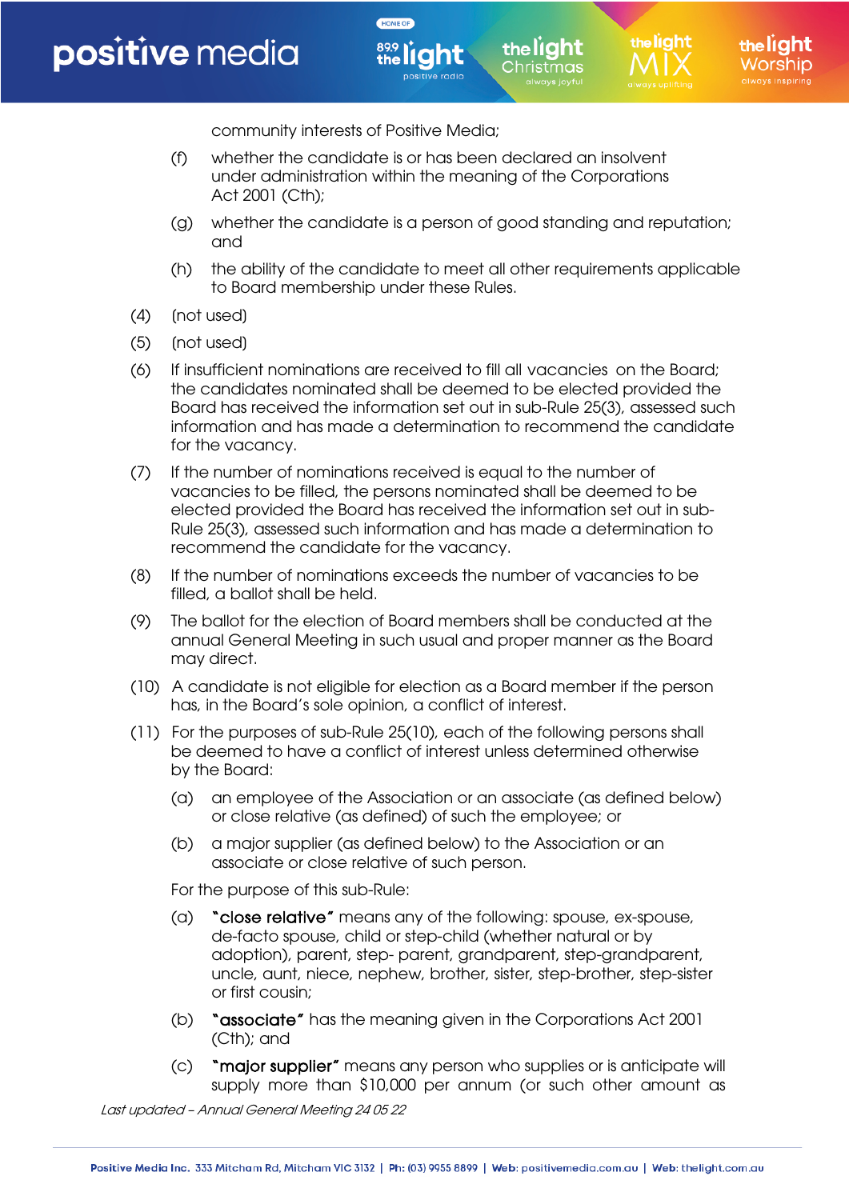community interests of Positive Media;

(f) whether the candidate is or has been declared an insolvent under administration within the meaning of the Corporations Act 2001 (Cth);

(g) whether the candidate is a person of good standing and reputation; and

(h) the ability of the candidate to meet all other requirements applicable to Board membership under these Rules.

(4) (not used)

(5) (not used)

(6) If insufficient nominations are received to fill all vacancies on the Board; the candidates nominated shall be deemed to be elected provided the Board has received the information set out in sub-Rule 25(3), assessed such information and has made a determination to recommend the candidate for the vacancy.

(7) If the number of nominations received is equal to the number of vacancies to be filled, the persons nominated shall be deemed to be elected provided the Board has received the information set out in sub-Rule 25(3), assessed such information and has made a determination to recommend the candidate for the vacancy.

(8) If the number of nominations exceeds the number of vacancies to be filled, a ballot shall be held.

(9) The ballot for the election of Board members shall be conducted at the annual General Meeting in such usual and proper manner as the Board may direct.

(10) A candidate is not eligible for election as a Board member if the person has, in the Board's sole opinion, a conflict of interest.

(11) For the purposes of sub-Rule 25(10), each of the following persons shall be deemed to have a conflict of interest unless determined otherwise by the Board:

(a) an employee of the Association or an associate (as defined below) or close relative (as defined) of such the employee; or

(b) a major supplier (as defined below) to the Association or an associate or close relative of such person.

For the purpose of this sub-Rule:

(a) **"close relative"** means any of the following: spouse, ex-spouse, de-facto spouse, child or step-child (whether natural or by adoption), parent, step- parent, grandparent, step-grandparent, uncle, aunt, niece, nephew, brother, sister, step-brother, step-sister or first cousin;

(b) **"associate"** has the meaning given in the Corporations Act 2001 (Cth); and

(c) **"major supplier"** means any person who supplies or is anticipate will supply more than $10,000 per annum (or such other amount as

*Last updated – Annual General Meeting 24 05 22*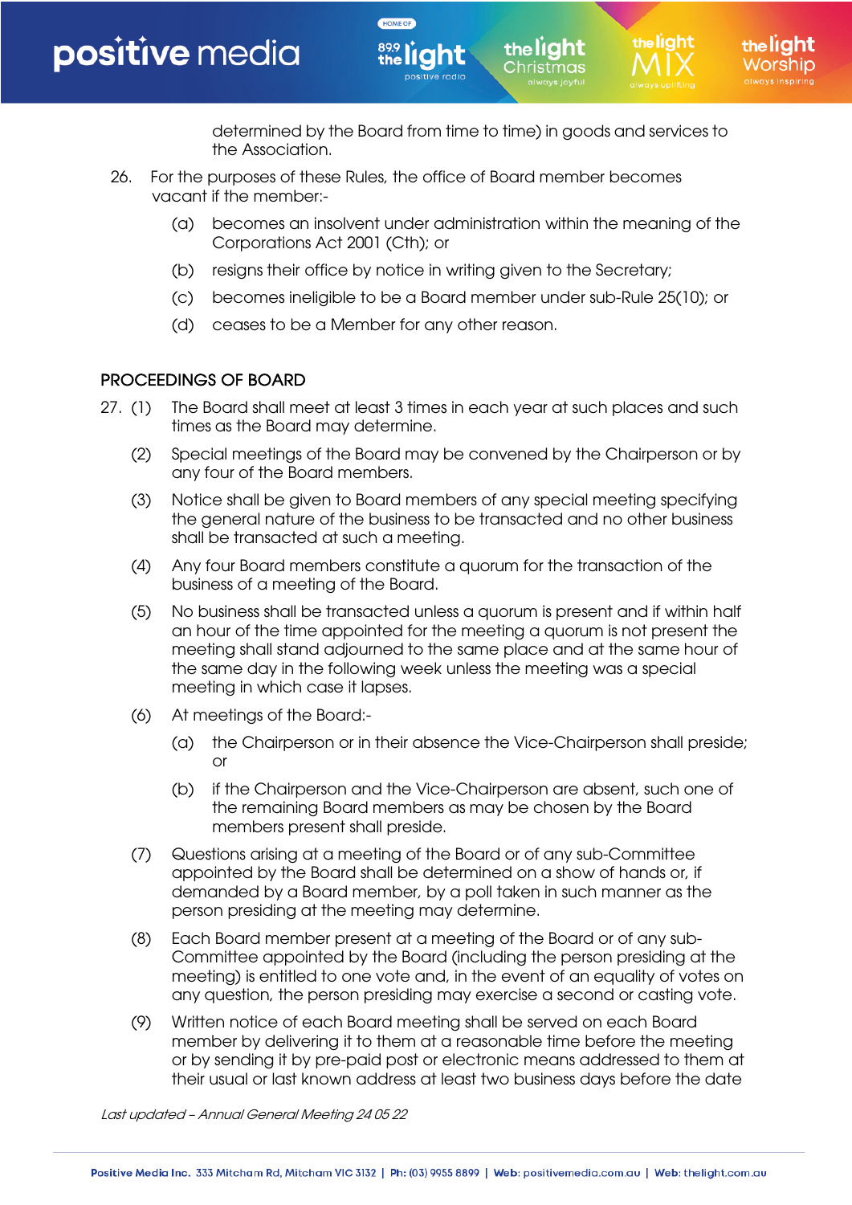determined by the Board from time to time) in goods and services to the Association.

26. For the purposes of these Rules, the office of Board member becomes vacant if the member:-

    (a) becomes an insolvent under administration within the meaning of the Corporations Act 2001 (Cth); or

    (b) resigns their office by notice in writing given to the Secretary;

    (c) becomes ineligible to be a Board member under sub-Rule 25(10); or

    (d) ceases to be a Member for any other reason.

## PROCEEDINGS OF BOARD

27. (1) The Board shall meet at least 3 times in each year at such places and such times as the Board may determine.

    (2) Special meetings of the Board may be convened by the Chairperson or by any four of the Board members.

    (3) Notice shall be given to Board members of any special meeting specifying the general nature of the business to be transacted and no other business shall be transacted at such a meeting.

    (4) Any four Board members constitute a quorum for the transaction of the business of a meeting of the Board.

    (5) No business shall be transacted unless a quorum is present and if within half an hour of the time appointed for the meeting a quorum is not present the meeting shall stand adjourned to the same place and at the same hour of the same day in the following week unless the meeting was a special meeting in which case it lapses.

    (6) At meetings of the Board:-

        (a) the Chairperson or in their absence the Vice-Chairperson shall preside; or

        (b) if the Chairperson and the Vice-Chairperson are absent, such one of the remaining Board members as may be chosen by the Board members present shall preside.

    (7) Questions arising at a meeting of the Board or of any sub-Committee appointed by the Board shall be determined on a show of hands or, if demanded by a Board member, by a poll taken in such manner as the person presiding at the meeting may determine.

    (8) Each Board member present at a meeting of the Board or of any sub-Committee appointed by the Board (including the person presiding at the meeting) is entitled to one vote and, in the event of an equality of votes on any question, the person presiding may exercise a second or casting vote.

    (9) Written notice of each Board meeting shall be served on each Board member by delivering it to them at a reasonable time before the meeting or by sending it by pre-paid post or electronic means addressed to them at their usual or last known address at least two business days before the date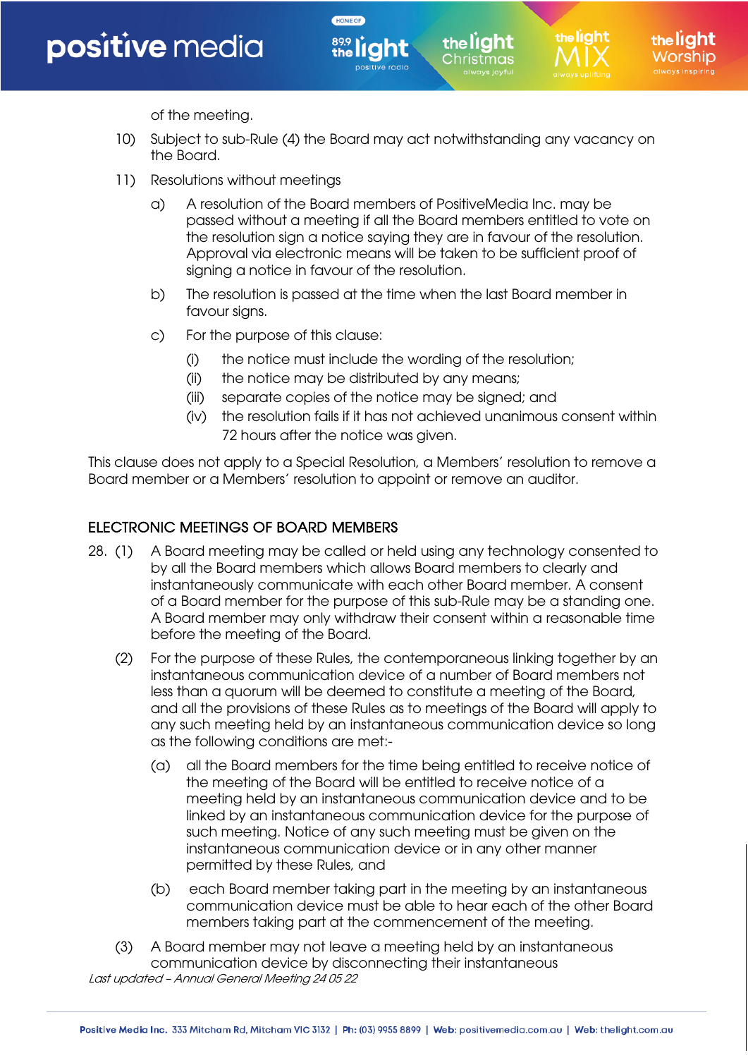of the meeting.

10) Subject to sub-Rule (4) the Board may act notwithstanding any vacancy on the Board.

11) Resolutions without meetings

   a) A resolution of the Board members of PositiveMedia Inc. may be passed without a meeting if all the Board members entitled to vote on the resolution sign a notice saying they are in favour of the resolution. Approval via electronic means will be taken to be sufficient proof of signing a notice in favour of the resolution.

   b) The resolution is passed at the time when the last Board member in favour signs.

   c) For the purpose of this clause:

      (i) the notice must include the wording of the resolution;
      (ii) the notice may be distributed by any means;
      (iii) separate copies of the notice may be signed; and
      (iv) the resolution fails if it has not achieved unanimous consent within 72 hours after the notice was given.

This clause does not apply to a Special Resolution, a Members' resolution to remove a Board member or a Members' resolution to appoint or remove an auditor.

## ELECTRONIC MEETINGS OF BOARD MEMBERS

28. (1) A Board meeting may be called or held using any technology consented to by all the Board members which allows Board members to clearly and instantaneously communicate with each other Board member. A consent of a Board member for the purpose of this sub-Rule may be a standing one. A Board member may only withdraw their consent within a reasonable time before the meeting of the Board.

   (2) For the purpose of these Rules, the contemporaneous linking together by an instantaneous communication device of a number of Board members not less than a quorum will be deemed to constitute a meeting of the Board, and all the provisions of these Rules as to meetings of the Board will apply to any such meeting held by an instantaneous communication device so long as the following conditions are met:-

      (a) all the Board members for the time being entitled to receive notice of the meeting of the Board will be entitled to receive notice of a meeting held by an instantaneous communication device and to be linked by an instantaneous communication device for the purpose of such meeting. Notice of any such meeting must be given on the instantaneous communication device or in any other manner permitted by these Rules, and

      (b) each Board member taking part in the meeting by an instantaneous communication device must be able to hear each of the other Board members taking part at the commencement of the meeting.

   (3) A Board member may not leave a meeting held by an instantaneous communication device by disconnecting their instantaneous

*Last updated – Annual General Meeting 24 05 22*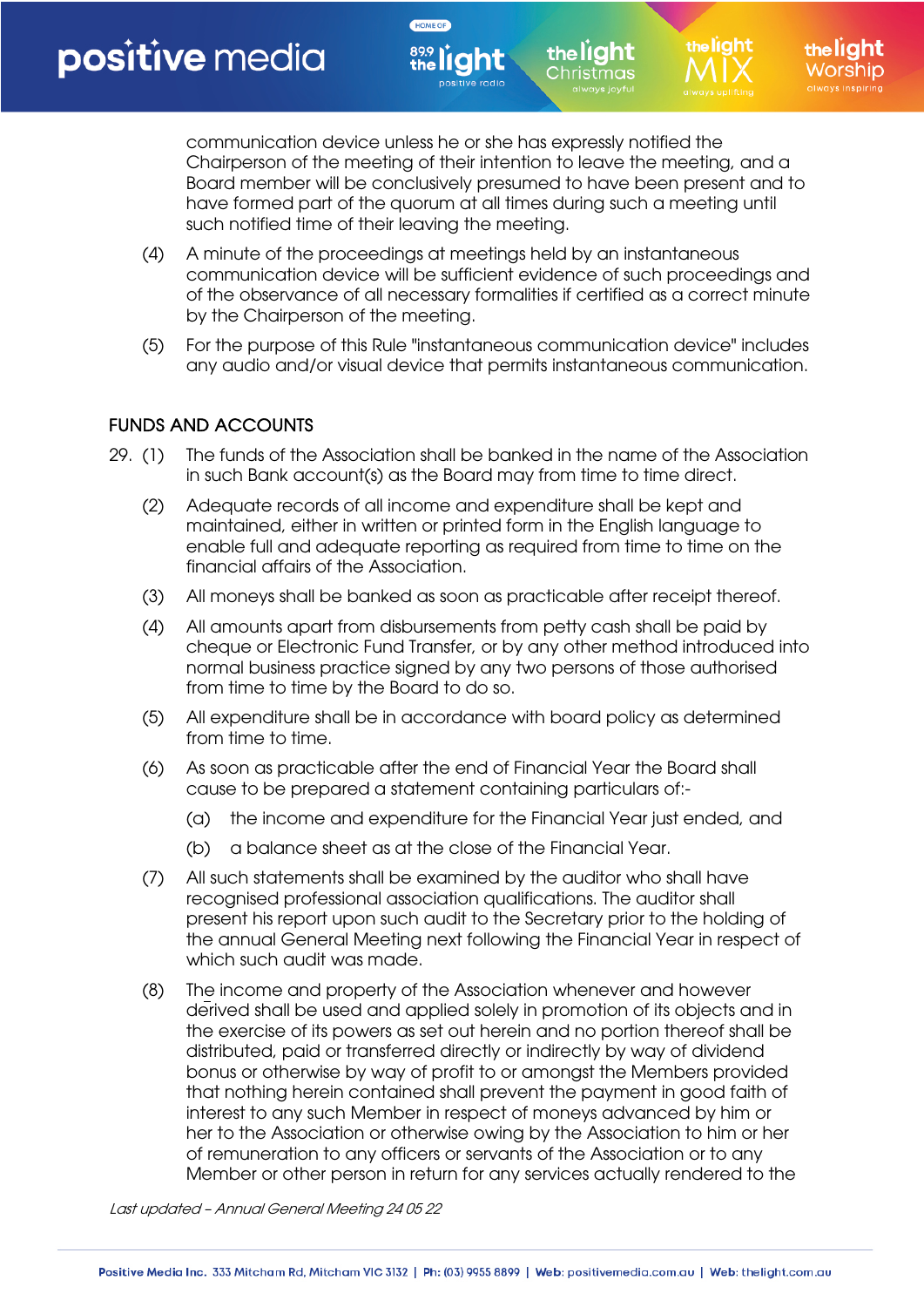communication device unless he or she has expressly notified the Chairperson of the meeting of their intention to leave the meeting, and a Board member will be conclusively presumed to have been present and to have formed part of the quorum at all times during such a meeting until such notified time of their leaving the meeting.

(4) A minute of the proceedings at meetings held by an instantaneous communication device will be sufficient evidence of such proceedings and of the observance of all necessary formalities if certified as a correct minute by the Chairperson of the meeting.

(5) For the purpose of this Rule "instantaneous communication device" includes any audio and/or visual device that permits instantaneous communication.

## FUNDS AND ACCOUNTS

29. (1) The funds of the Association shall be banked in the name of the Association in such Bank account(s) as the Board may from time to time direct.

(2) Adequate records of all income and expenditure shall be kept and maintained, either in written or printed form in the English language to enable full and adequate reporting as required from time to time on the financial affairs of the Association.

(3) All moneys shall be banked as soon as practicable after receipt thereof.

(4) All amounts apart from disbursements from petty cash shall be paid by cheque or Electronic Fund Transfer, or by any other method introduced into normal business practice signed by any two persons of those authorised from time to time by the Board to do so.

(5) All expenditure shall be in accordance with board policy as determined from time to time.

(6) As soon as practicable after the end of Financial Year the Board shall cause to be prepared a statement containing particulars of:-

(a) the income and expenditure for the Financial Year just ended, and

(b) a balance sheet as at the close of the Financial Year.

(7) All such statements shall be examined by the auditor who shall have recognised professional association qualifications. The auditor shall present his report upon such audit to the Secretary prior to the holding of the annual General Meeting next following the Financial Year in respect of which such audit was made.

(8) The income and property of the Association whenever and however derived shall be used and applied solely in promotion of its objects and in the exercise of its powers as set out herein and no portion thereof shall be distributed, paid or transferred directly or indirectly by way of dividend bonus or otherwise by way of profit to or amongst the Members provided that nothing herein contained shall prevent the payment in good faith of interest to any such Member in respect of moneys advanced by him or her to the Association or otherwise owing by the Association to him or her of remuneration to any officers or servants of the Association or to any Member or other person in return for any services actually rendered to the

*Last updated – Annual General Meeting 24 05 22*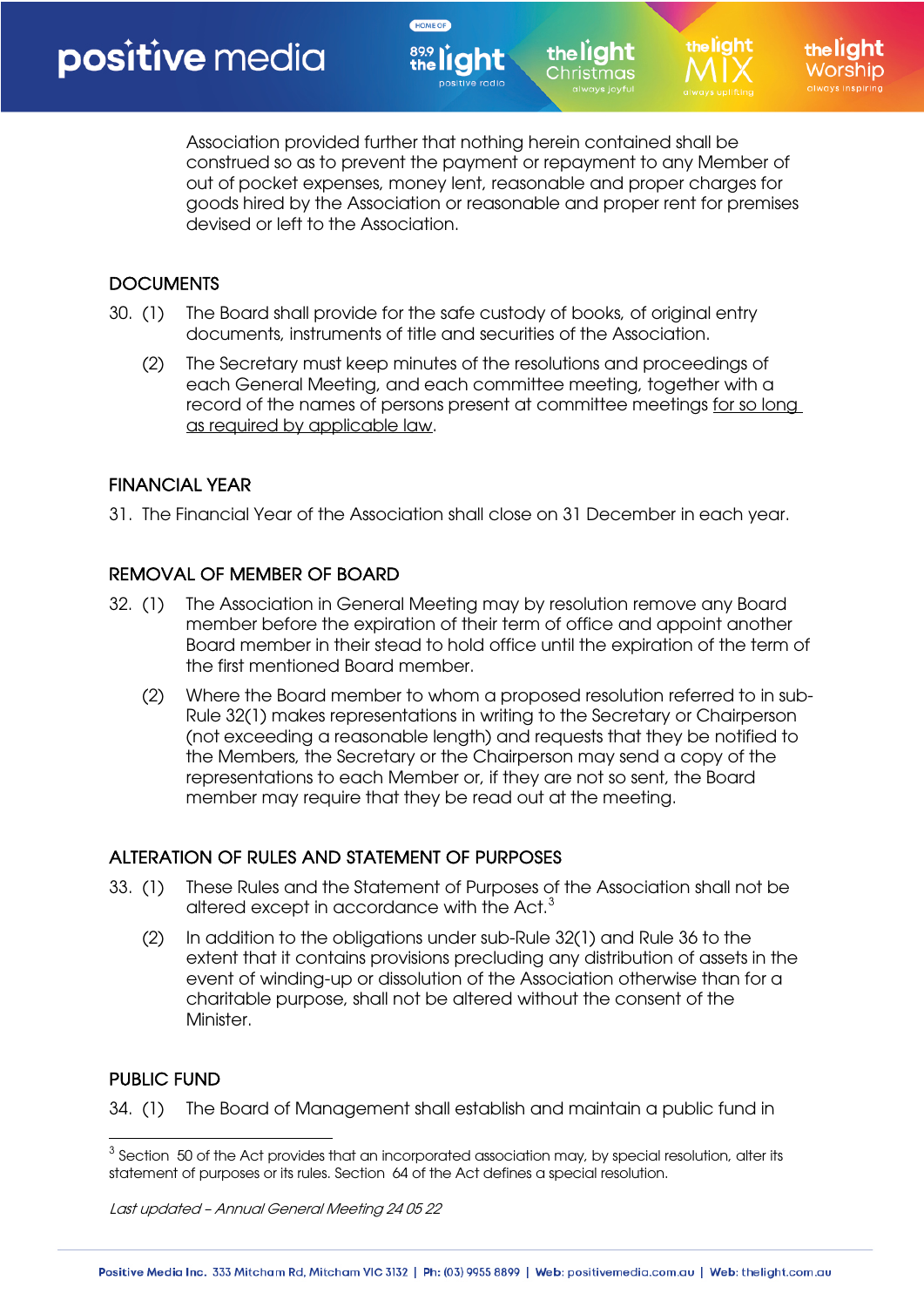Association provided further that nothing herein contained shall be construed so as to prevent the payment or repayment to any Member of out of pocket expenses, money lent, reasonable and proper charges for goods hired by the Association or reasonable and proper rent for premises devised or left to the Association.

## DOCUMENTS

30. (1) The Board shall provide for the safe custody of books, of original entry documents, instruments of title and securities of the Association.

    (2) The Secretary must keep minutes of the resolutions and proceedings of each General Meeting, and each committee meeting, together with a record of the names of persons present at committee meetings for so long as required by applicable law.

## FINANCIAL YEAR

31. The Financial Year of the Association shall close on 31 December in each year.

## REMOVAL OF MEMBER OF BOARD

32. (1) The Association in General Meeting may by resolution remove any Board member before the expiration of their term of office and appoint another Board member in their stead to hold office until the expiration of the term of the first mentioned Board member.

    (2) Where the Board member to whom a proposed resolution referred to in sub-Rule 32(1) makes representations in writing to the Secretary or Chairperson (not exceeding a reasonable length) and requests that they be notified to the Members, the Secretary or the Chairperson may send a copy of the representations to each Member or, if they are not so sent, the Board member may require that they be read out at the meeting.

## ALTERATION OF RULES AND STATEMENT OF PURPOSES

33. (1) These Rules and the Statement of Purposes of the Association shall not be altered except in accordance with the Act.[3]

    (2) In addition to the obligations under sub-Rule 32(1) and Rule 36 to the extent that it contains provisions precluding any distribution of assets in the event of winding-up or dissolution of the Association otherwise than for a charitable purpose, shall not be altered without the consent of the Minister.

## PUBLIC FUND

34. (1) The Board of Management shall establish and maintain a public fund in

---

[3] Section 50 of the Act provides that an incorporated association may, by special resolution, alter its statement of purposes or its rules. Section 64 of the Act defines a special resolution.

*Last updated – Annual General Meeting 24 05 22*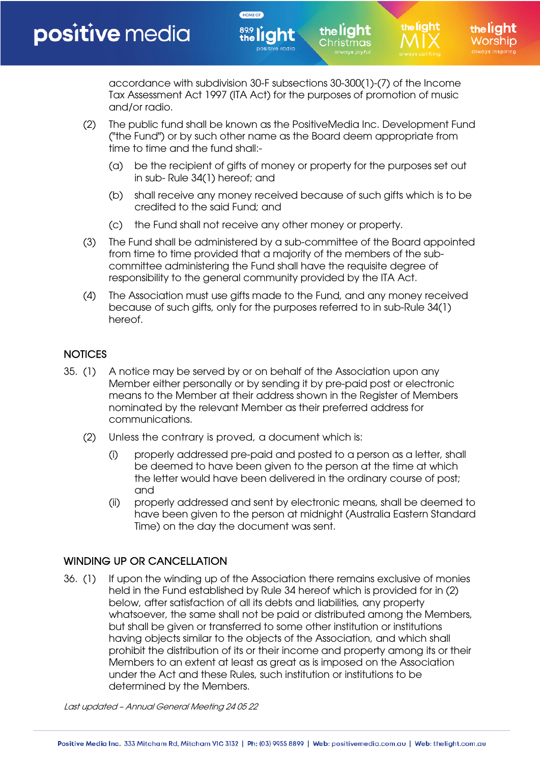accordance with subdivision 30-F subsections 30-300(1)-(7) of the Income Tax Assessment Act 1997 (ITA Act) for the purposes of promotion of music and/or radio.

(2) The public fund shall be known as the PositiveMedia Inc. Development Fund ("the Fund") or by such other name as the Board deem appropriate from time to time and the fund shall:-

(a) be the recipient of gifts of money or property for the purposes set out in sub- Rule 34(1) hereof; and

(b) shall receive any money received because of such gifts which is to be credited to the said Fund; and

(c) the Fund shall not receive any other money or property.

(3) The Fund shall be administered by a sub-committee of the Board appointed from time to time provided that a majority of the members of the sub-committee administering the Fund shall have the requisite degree of responsibility to the general community provided by the ITA Act.

(4) The Association must use gifts made to the Fund, and any money received because of such gifts, only for the purposes referred to in sub-Rule 34(1) hereof.

## NOTICES

35. (1) A notice may be served by or on behalf of the Association upon any Member either personally or by sending it by pre-paid post or electronic means to the Member at their address shown in the Register of Members nominated by the relevant Member as their preferred address for communications.

(2) Unless the contrary is proved, a document which is:

(i) properly addressed pre-paid and posted to a person as a letter, shall be deemed to have been given to the person at the time at which the letter would have been delivered in the ordinary course of post; and

(ii) properly addressed and sent by electronic means, shall be deemed to have been given to the person at midnight (Australia Eastern Standard Time) on the day the document was sent.

## WINDING UP OR CANCELLATION

36. (1) If upon the winding up of the Association there remains exclusive of monies held in the Fund established by Rule 34 hereof which is provided for in (2) below, after satisfaction of all its debts and liabilities, any property whatsoever, the same shall not be paid or distributed among the Members, but shall be given or transferred to some other institution or institutions having objects similar to the objects of the Association, and which shall prohibit the distribution of its or their income and property among its or their Members to an extent at least as great as is imposed on the Association under the Act and these Rules, such institution or institutions to be determined by the Members.

*Last updated – Annual General Meeting 24 05 22*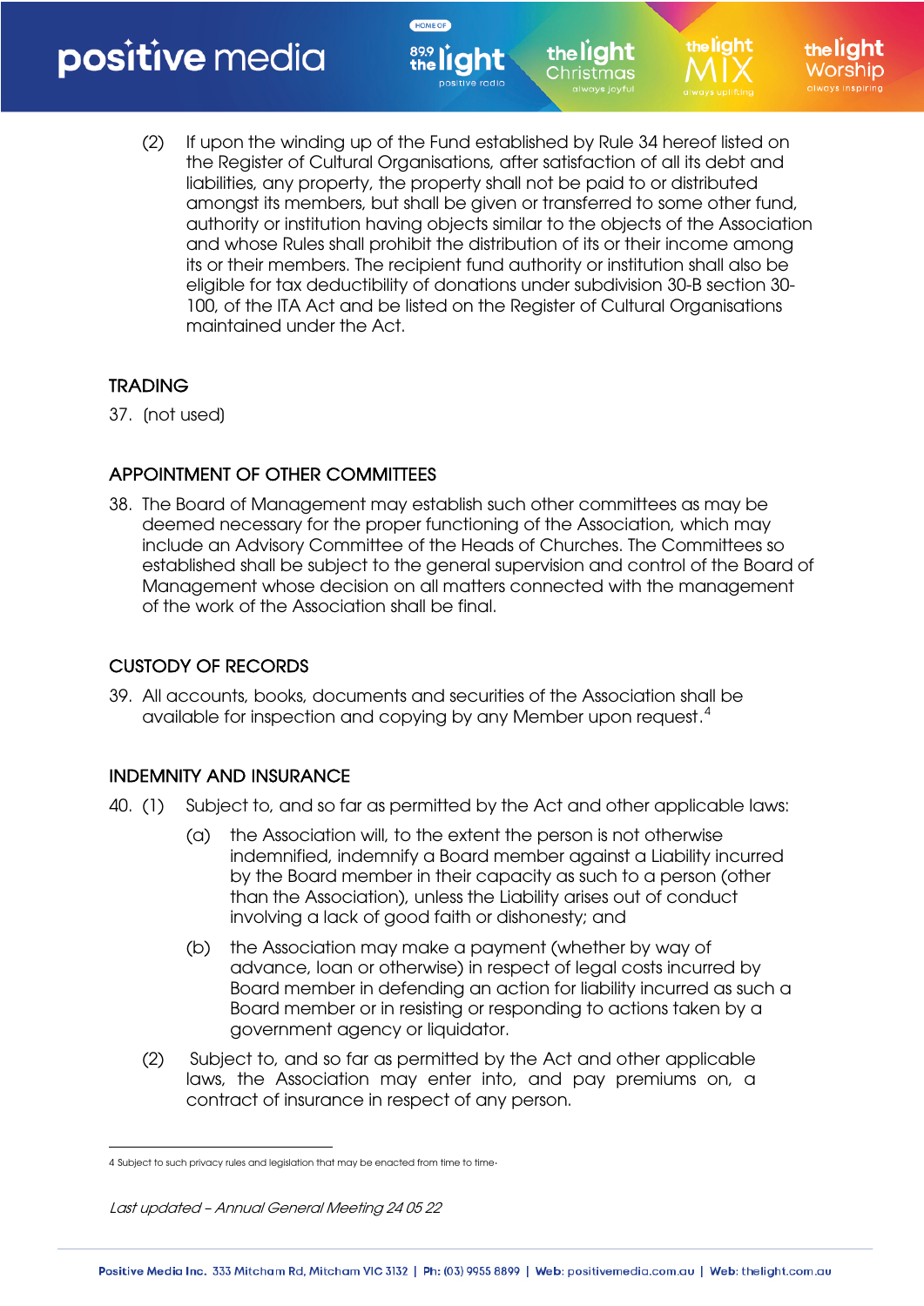(2) If upon the winding up of the Fund established by Rule 34 hereof listed on the Register of Cultural Organisations, after satisfaction of all its debt and liabilities, any property, the property shall not be paid to or distributed amongst its members, but shall be given or transferred to some other fund, authority or institution having objects similar to the objects of the Association and whose Rules shall prohibit the distribution of its or their income among its or their members. The recipient fund authority or institution shall also be eligible for tax deductibility of donations under subdivision 30-B section 30-100, of the ITA Act and be listed on the Register of Cultural Organisations maintained under the Act.

## TRADING

37. (not used)

## APPOINTMENT OF OTHER COMMITTEES

38. The Board of Management may establish such other committees as may be deemed necessary for the proper functioning of the Association, which may include an Advisory Committee of the Heads of Churches. The Committees so established shall be subject to the general supervision and control of the Board of Management whose decision on all matters connected with the management of the work of the Association shall be final.

## CUSTODY OF RECORDS

39. All accounts, books, documents and securities of the Association shall be available for inspection and copying by any Member upon request.[4]

## INDEMNITY AND INSURANCE

40. (1) Subject to, and so far as permitted by the Act and other applicable laws:

   (a) the Association will, to the extent the person is not otherwise indemnified, indemnify a Board member against a Liability incurred by the Board member in their capacity as such to a person (other than the Association), unless the Liability arises out of conduct involving a lack of good faith or dishonesty; and

   (b) the Association may make a payment (whether by way of advance, loan or otherwise) in respect of legal costs incurred by Board member in defending an action for liability incurred as such a Board member or in resisting or responding to actions taken by a government agency or liquidator.

(2) Subject to, and so far as permitted by the Act and other applicable laws, the Association may enter into, and pay premiums on, a contract of insurance in respect of any person.

---

4 Subject to such privacy rules and legislation that may be enacted from time to time.

*Last updated – Annual General Meeting 24 05 22*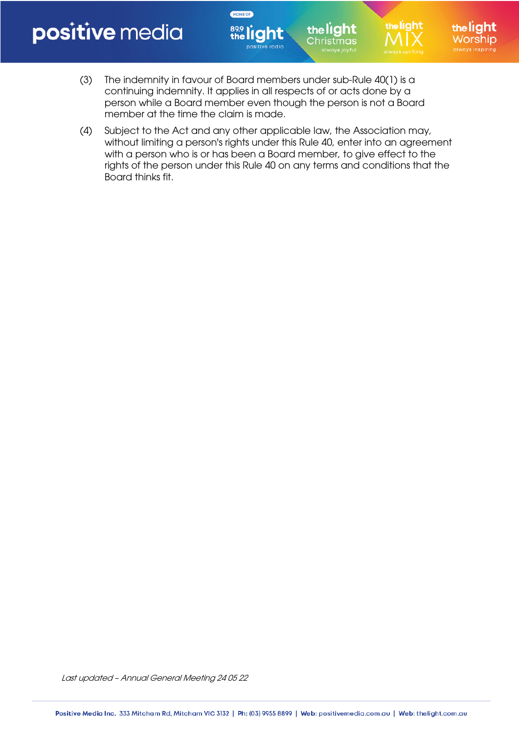(3) The indemnity in favour of Board members under sub-Rule 40(1) is a continuing indemnity. It applies in all respects of or acts done by a person while a Board member even though the person is not a Board member at the time the claim is made.

(4) Subject to the Act and any other applicable law, the Association may, without limiting a person's rights under this Rule 40, enter into an agreement with a person who is or has been a Board member, to give effect to the rights of the person under this Rule 40 on any terms and conditions that the Board thinks fit.

*Last updated – Annual General Meeting 24 05 22*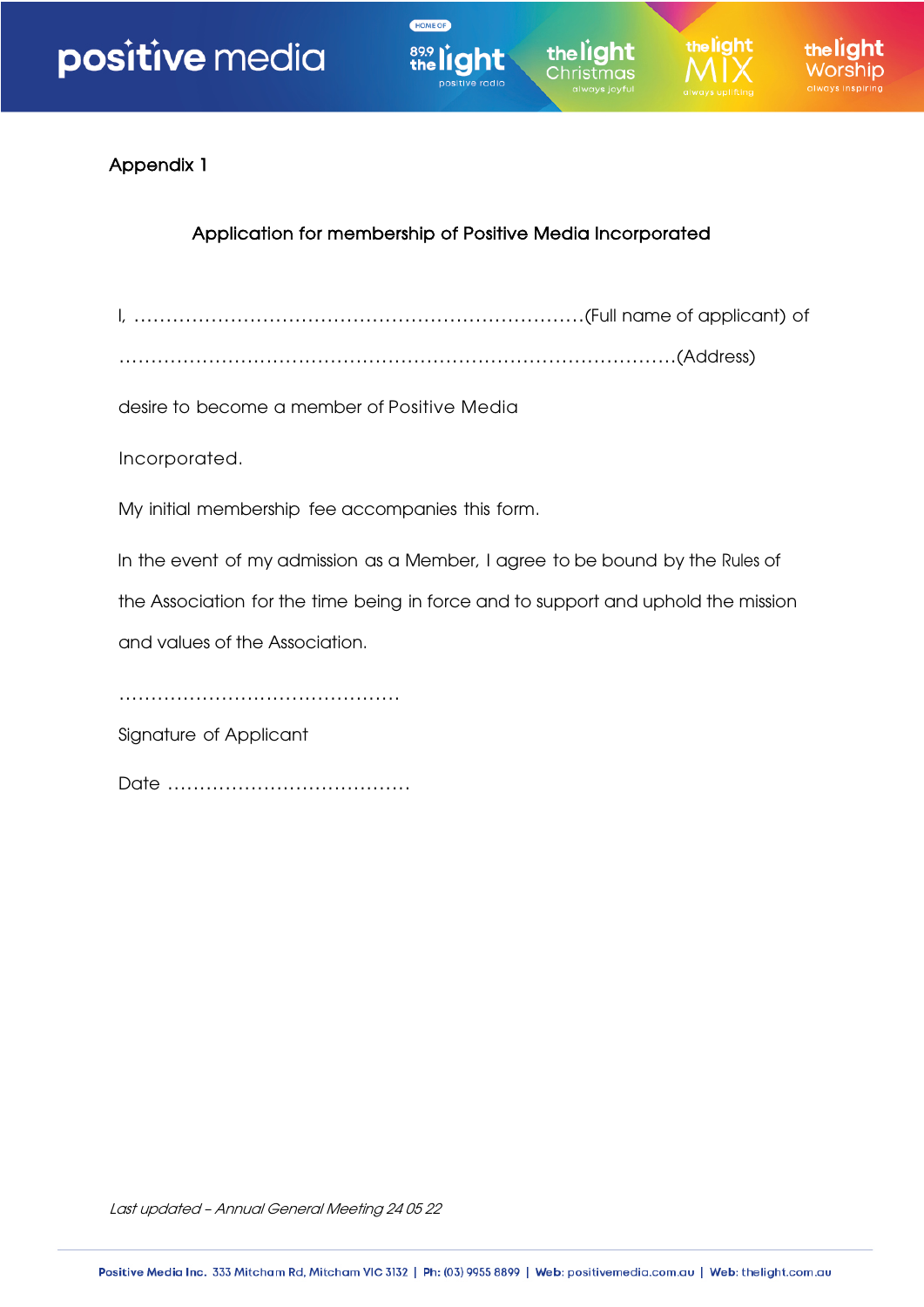Appendix 1

Application for membership of Positive Media Incorporated

I, ……………………………………………………………………(Full name of applicant) of

……………………………………………………………………………………(Address)

desire to become a member of Positive Media

Incorporated.

My initial membership fee accompanies this form.

In the event of my admission as a Member, I agree to be bound by the Rules of the Association for the time being in force and to support and uphold the mission and values of the Association.

……………………………………………

Signature of Applicant

Date ……………………………………

*Last updated – Annual General Meeting 24 05 22*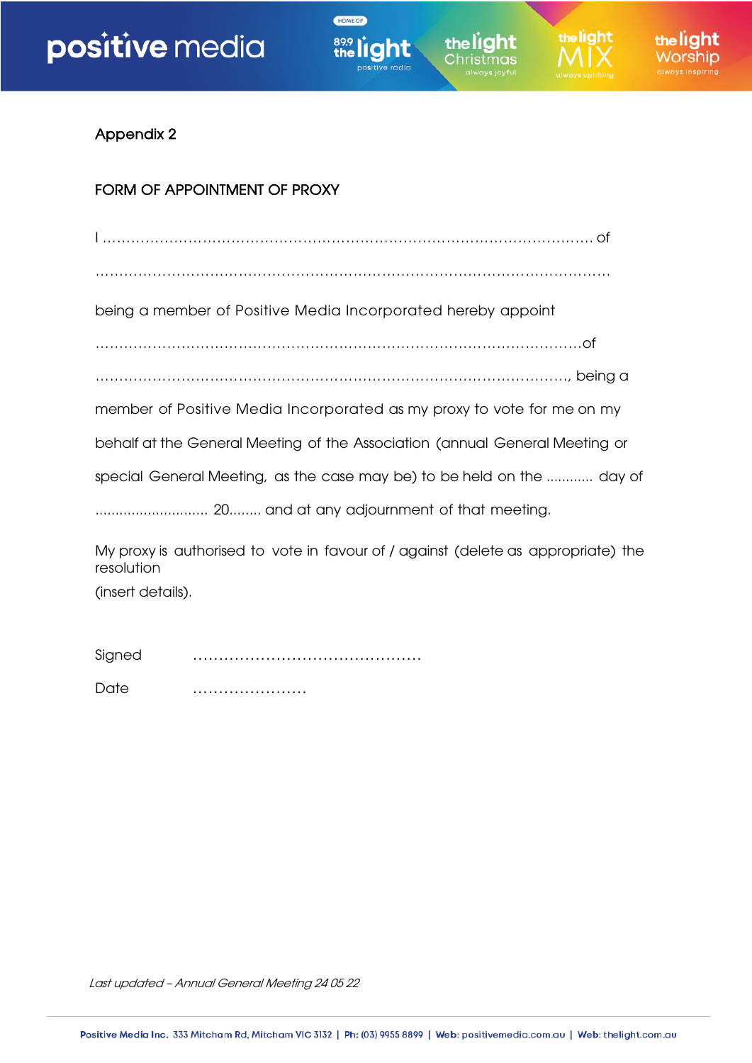Appendix 2

FORM OF APPOINTMENT OF PROXY

I ............................................................................................................ of

..................................................................................................................

being a member of Positive Media Incorporated hereby appoint

..................................................................................................................of

.............................................................................................................., being a

member of Positive Media Incorporated as my proxy to vote for me on my

behalf at the General Meeting of the Association (annual General Meeting or

special General Meeting, as the case may be) to be held on the ............ day of

............................ 20........ and at any adjournment of that meeting.

My proxy is authorised to vote in favour of / against (delete as appropriate) the resolution

(insert details).

Signed ...........................................

Date ......................

*Last updated – Annual General Meeting 24 05 22*